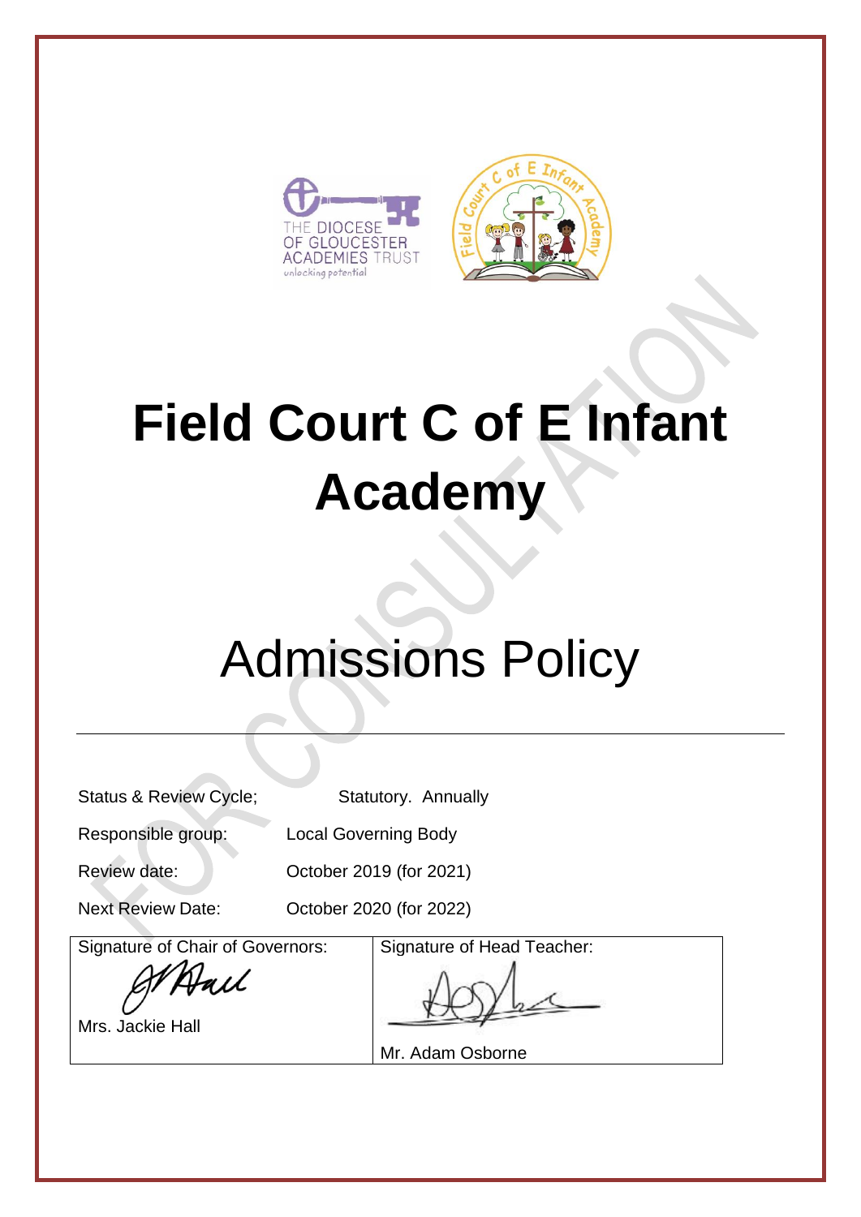# Field Court C of E Infant Academy

# Admissions Policy

---

| | |
|---|---|
| Status & Review Cycle; | Statutory. Annually |
| Responsible group: | Local Governing Body |
| Review date: | October 2019 (for 2021) |
| Next Review Date: | October 2020 (for 2022) |

| Signature of Chair of Governors: | Signature of Head Teacher: |
|---|---|
| Mrs. Jackie Hall | Mr. Adam Osborne |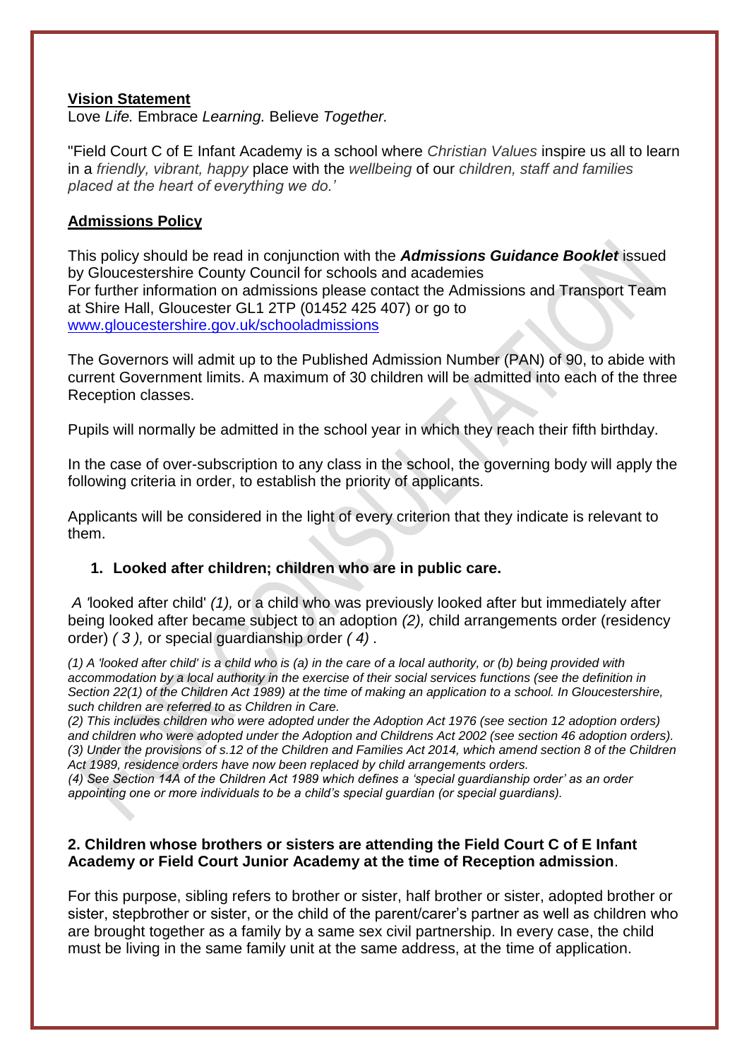**Vision Statement**
Love *Life.* Embrace *Learning.* Believe *Together.*

"Field Court C of E Infant Academy is a school where *Christian Values* inspire us all to learn in a *friendly, vibrant, happy* place with the *wellbeing* of our *children, staff and families placed at the heart of everything we do.'*

**Admissions Policy**

This policy should be read in conjunction with the ***Admissions Guidance Booklet*** issued by Gloucestershire County Council for schools and academies
For further information on admissions please contact the Admissions and Transport Team at Shire Hall, Gloucester GL1 2TP (01452 425 407) or go to www.gloucestershire.gov.uk/schooladmissions

The Governors will admit up to the Published Admission Number (PAN) of 90, to abide with current Government limits. A maximum of 30 children will be admitted into each of the three Reception classes.

Pupils will normally be admitted in the school year in which they reach their fifth birthday.

In the case of over-subscription to any class in the school, the governing body will apply the following criteria in order, to establish the priority of applicants.

Applicants will be considered in the light of every criterion that they indicate is relevant to them.

1. **Looked after children; children who are in public care.**

*A* 'looked after child' *(1),* or a child who was previously looked after but immediately after being looked after became subject to an adoption *(2),* child arrangements order (residency order) *( 3 ),* or special guardianship order *( 4) .*

*(1) A 'looked after child' is a child who is (a) in the care of a local authority, or (b) being provided with accommodation by a local authority in the exercise of their social services functions (see the definition in Section 22(1) of the Children Act 1989) at the time of making an application to a school. In Gloucestershire, such children are referred to as Children in Care.*
*(2) This includes children who were adopted under the Adoption Act 1976 (see section 12 adoption orders) and children who were adopted under the Adoption and Childrens Act 2002 (see section 46 adoption orders).*
*(3) Under the provisions of s.12 of the Children and Families Act 2014, which amend section 8 of the Children Act 1989, residence orders have now been replaced by child arrangements orders.*
*(4) See Section 14A of the Children Act 1989 which defines a 'special guardianship order' as an order appointing one or more individuals to be a child's special guardian (or special guardians).*

**2. Children whose brothers or sisters are attending the Field Court C of E Infant Academy or Field Court Junior Academy at the time of Reception admission**.

For this purpose, sibling refers to brother or sister, half brother or sister, adopted brother or sister, stepbrother or sister, or the child of the parent/carer's partner as well as children who are brought together as a family by a same sex civil partnership. In every case, the child must be living in the same family unit at the same address, at the time of application.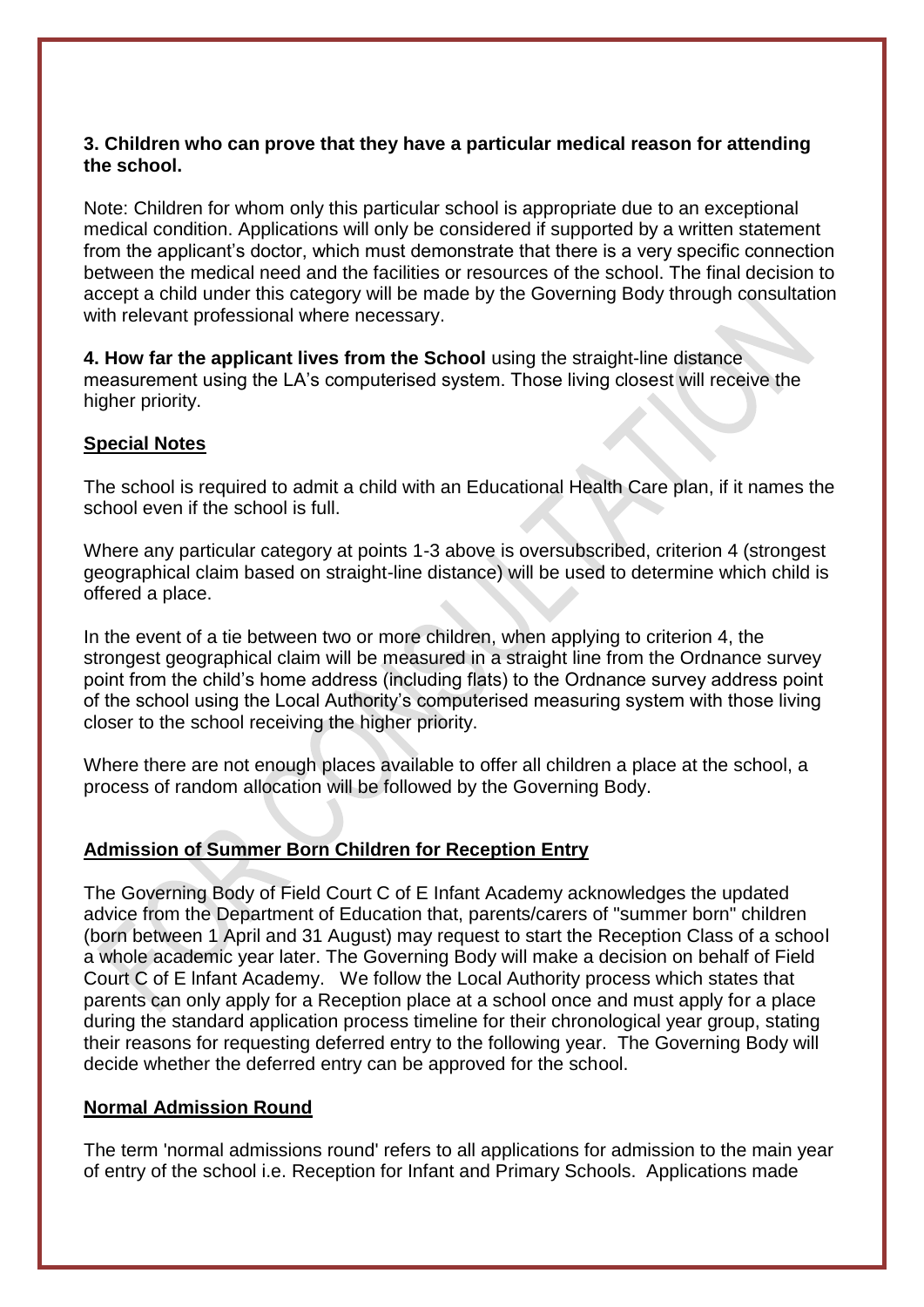**3. Children who can prove that they have a particular medical reason for attending the school.**

Note: Children for whom only this particular school is appropriate due to an exceptional medical condition. Applications will only be considered if supported by a written statement from the applicant's doctor, which must demonstrate that there is a very specific connection between the medical need and the facilities or resources of the school. The final decision to accept a child under this category will be made by the Governing Body through consultation with relevant professional where necessary.

**4. How far the applicant lives from the School** using the straight-line distance measurement using the LA's computerised system. Those living closest will receive the higher priority.

## Special Notes

The school is required to admit a child with an Educational Health Care plan, if it names the school even if the school is full.

Where any particular category at points 1-3 above is oversubscribed, criterion 4 (strongest geographical claim based on straight-line distance) will be used to determine which child is offered a place.

In the event of a tie between two or more children, when applying to criterion 4, the strongest geographical claim will be measured in a straight line from the Ordnance survey point from the child's home address (including flats) to the Ordnance survey address point of the school using the Local Authority's computerised measuring system with those living closer to the school receiving the higher priority.

Where there are not enough places available to offer all children a place at the school, a process of random allocation will be followed by the Governing Body.

## Admission of Summer Born Children for Reception Entry

The Governing Body of Field Court C of E Infant Academy acknowledges the updated advice from the Department of Education that, parents/carers of "summer born" children (born between 1 April and 31 August) may request to start the Reception Class of a school a whole academic year later. The Governing Body will make a decision on behalf of Field Court C of E Infant Academy. We follow the Local Authority process which states that parents can only apply for a Reception place at a school once and must apply for a place during the standard application process timeline for their chronological year group, stating their reasons for requesting deferred entry to the following year. The Governing Body will decide whether the deferred entry can be approved for the school.

## Normal Admission Round

The term 'normal admissions round' refers to all applications for admission to the main year of entry of the school i.e. Reception for Infant and Primary Schools. Applications made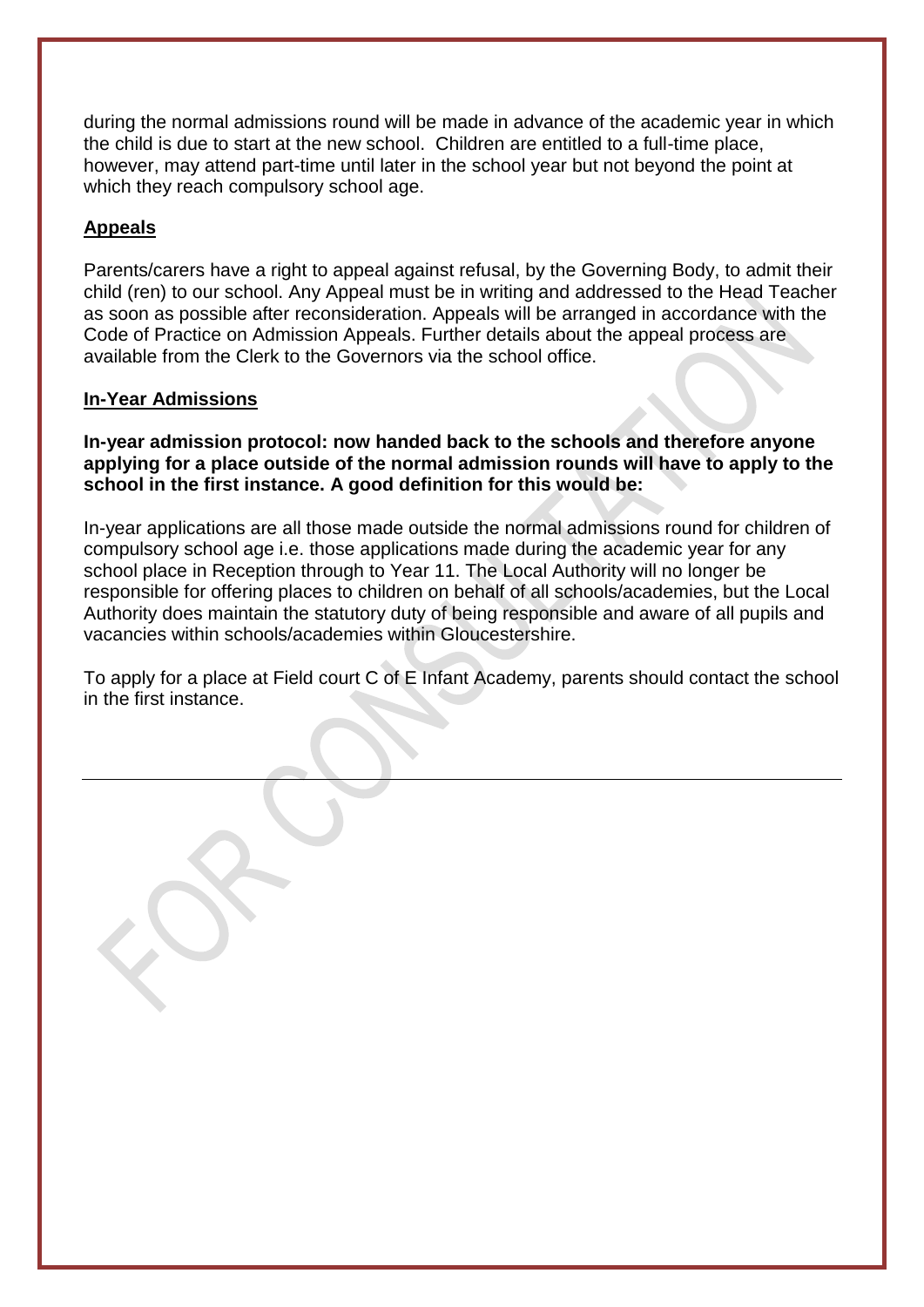during the normal admissions round will be made in advance of the academic year in which the child is due to start at the new school. Children are entitled to a full-time place, however, may attend part-time until later in the school year but not beyond the point at which they reach compulsory school age.

## Appeals

Parents/carers have a right to appeal against refusal, by the Governing Body, to admit their child (ren) to our school. Any Appeal must be in writing and addressed to the Head Teacher as soon as possible after reconsideration. Appeals will be arranged in accordance with the Code of Practice on Admission Appeals. Further details about the appeal process are available from the Clerk to the Governors via the school office.

## In-Year Admissions

**In-year admission protocol: now handed back to the schools and therefore anyone applying for a place outside of the normal admission rounds will have to apply to the school in the first instance. A good definition for this would be:**

In-year applications are all those made outside the normal admissions round for children of compulsory school age i.e. those applications made during the academic year for any school place in Reception through to Year 11. The Local Authority will no longer be responsible for offering places to children on behalf of all schools/academies, but the Local Authority does maintain the statutory duty of being responsible and aware of all pupils and vacancies within schools/academies within Gloucestershire.

To apply for a place at Field court C of E Infant Academy, parents should contact the school in the first instance.

---